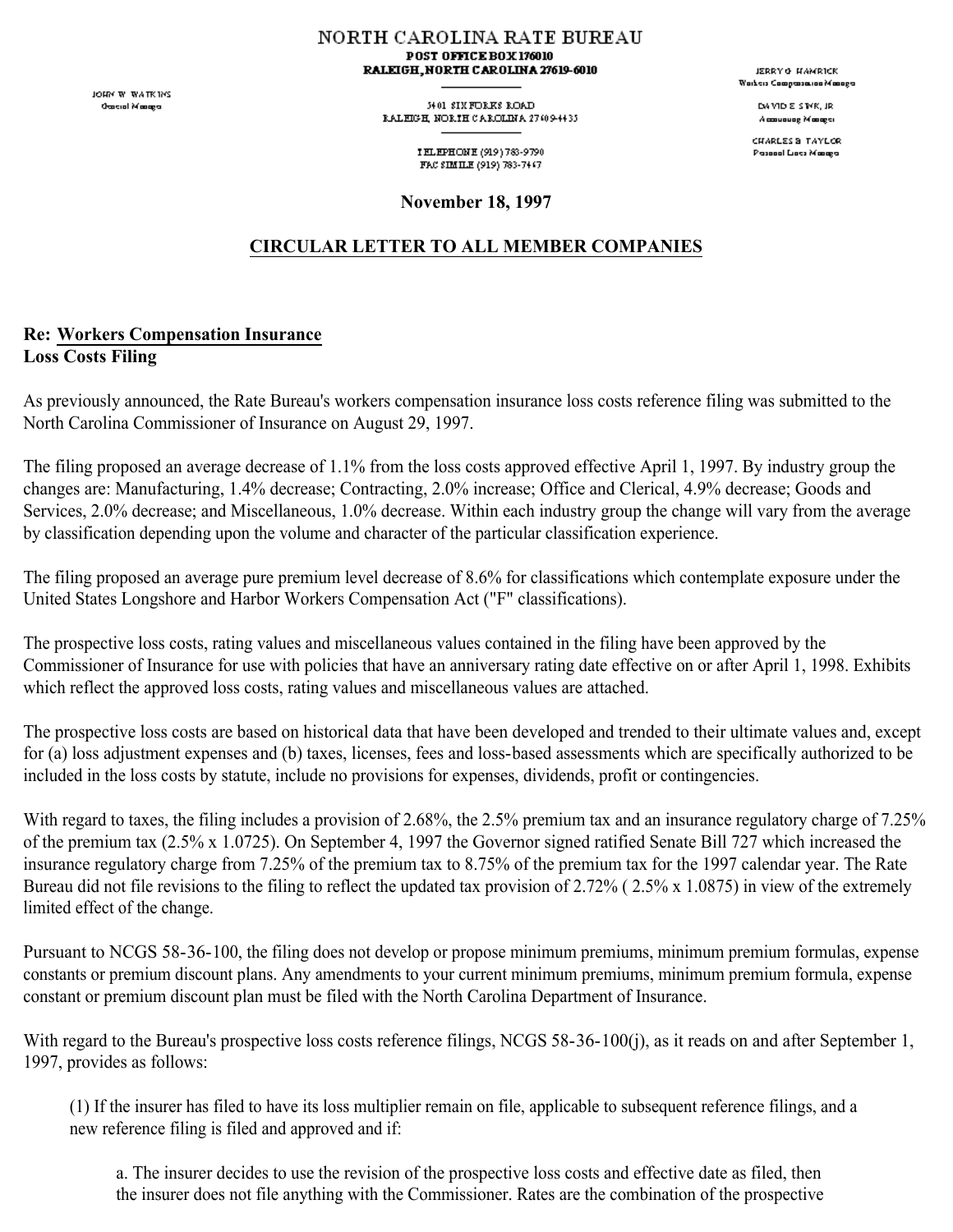# NORTH CAROLINA RATE BUREAU

**POST OFFICE BOX 176010**
**RALEIGH, NORTH CAROLINA 27619-6010**

3401 SIX FORKS ROAD
RALEIGH, NORTH CAROLINA 27609-4435

TELEPHONE (919) 783-9790
FACSIMILE (919) 783-7467

JOHN W. WATKINS
General Manager

JERRY G. HAMRICK
Workers Compensation Manager

DAVID E. SINK, JR
Accounting Manager

CHARLES B. TAYLOR
Personal Lines Manager

**November 18, 1997**

**CIRCULAR LETTER TO ALL MEMBER COMPANIES**

**Re: Workers Compensation Insurance**
**Loss Costs Filing**

As previously announced, the Rate Bureau's workers compensation insurance loss costs reference filing was submitted to the North Carolina Commissioner of Insurance on August 29, 1997.

The filing proposed an average decrease of 1.1% from the loss costs approved effective April 1, 1997. By industry group the changes are: Manufacturing, 1.4% decrease; Contracting, 2.0% increase; Office and Clerical, 4.9% decrease; Goods and Services, 2.0% decrease; and Miscellaneous, 1.0% decrease. Within each industry group the change will vary from the average by classification depending upon the volume and character of the particular classification experience.

The filing proposed an average pure premium level decrease of 8.6% for classifications which contemplate exposure under the United States Longshore and Harbor Workers Compensation Act ("F" classifications).

The prospective loss costs, rating values and miscellaneous values contained in the filing have been approved by the Commissioner of Insurance for use with policies that have an anniversary rating date effective on or after April 1, 1998. Exhibits which reflect the approved loss costs, rating values and miscellaneous values are attached.

The prospective loss costs are based on historical data that have been developed and trended to their ultimate values and, except for (a) loss adjustment expenses and (b) taxes, licenses, fees and loss-based assessments which are specifically authorized to be included in the loss costs by statute, include no provisions for expenses, dividends, profit or contingencies.

With regard to taxes, the filing includes a provision of 2.68%, the 2.5% premium tax and an insurance regulatory charge of 7.25% of the premium tax (2.5% x 1.0725). On September 4, 1997 the Governor signed ratified Senate Bill 727 which increased the insurance regulatory charge from 7.25% of the premium tax to 8.75% of the premium tax for the 1997 calendar year. The Rate Bureau did not file revisions to the filing to reflect the updated tax provision of 2.72% ( 2.5% x 1.0875) in view of the extremely limited effect of the change.

Pursuant to NCGS 58-36-100, the filing does not develop or propose minimum premiums, minimum premium formulas, expense constants or premium discount plans. Any amendments to your current minimum premiums, minimum premium formula, expense constant or premium discount plan must be filed with the North Carolina Department of Insurance.

With regard to the Bureau's prospective loss costs reference filings, NCGS 58-36-100(j), as it reads on and after September 1, 1997, provides as follows:

> (1) If the insurer has filed to have its loss multiplier remain on file, applicable to subsequent reference filings, and a new reference filing is filed and approved and if:
>
> > a. The insurer decides to use the revision of the prospective loss costs and effective date as filed, then the insurer does not file anything with the Commissioner. Rates are the combination of the prospective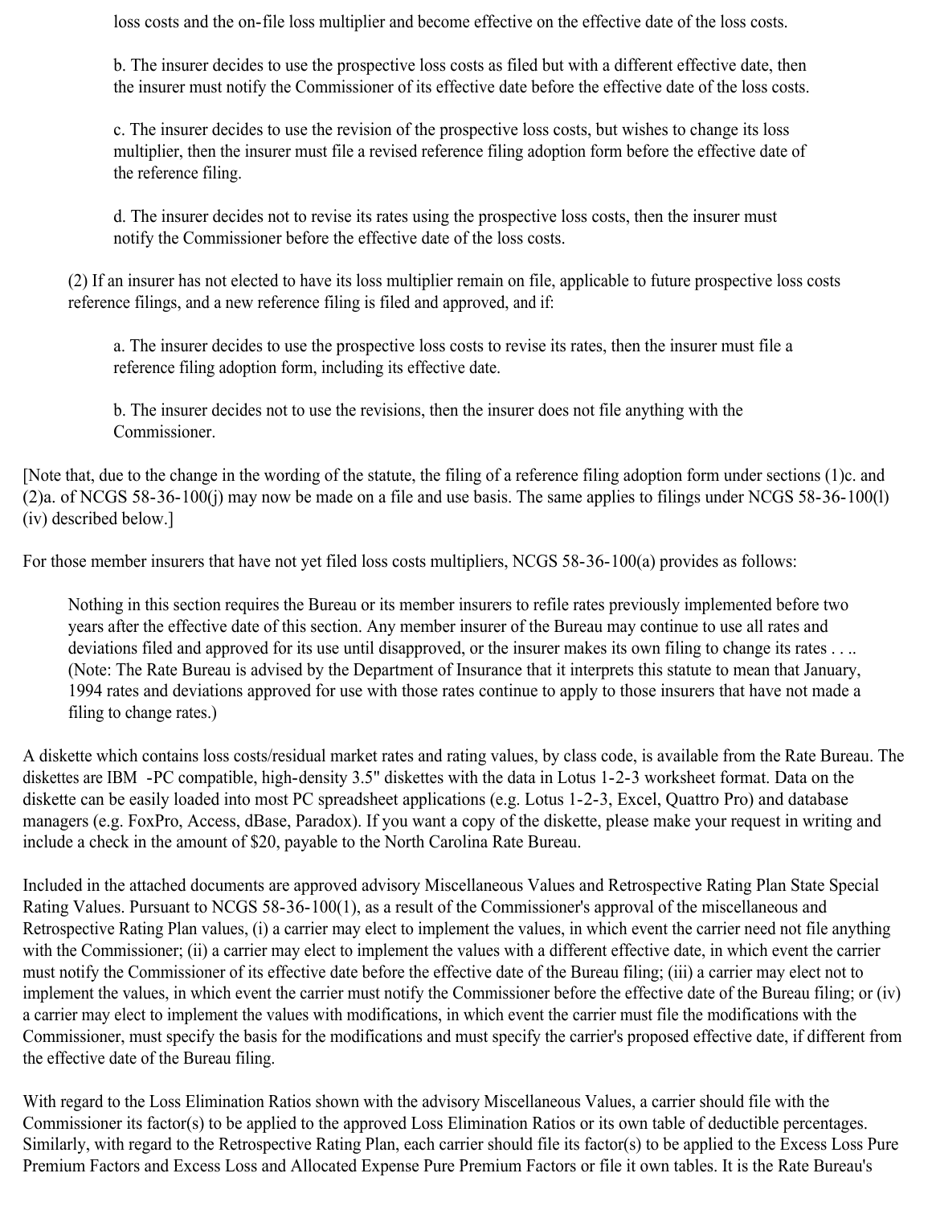loss costs and the on-file loss multiplier and become effective on the effective date of the loss costs.

> b. The insurer decides to use the prospective loss costs as filed but with a different effective date, then the insurer must notify the Commissioner of its effective date before the effective date of the loss costs.
>
> c. The insurer decides to use the revision of the prospective loss costs, but wishes to change its loss multiplier, then the insurer must file a revised reference filing adoption form before the effective date of the reference filing.
>
> d. The insurer decides not to revise its rates using the prospective loss costs, then the insurer must notify the Commissioner before the effective date of the loss costs.

(2) If an insurer has not elected to have its loss multiplier remain on file, applicable to future prospective loss costs reference filings, and a new reference filing is filed and approved, and if:

> a. The insurer decides to use the prospective loss costs to revise its rates, then the insurer must file a reference filing adoption form, including its effective date.
>
> b. The insurer decides not to use the revisions, then the insurer does not file anything with the Commissioner.

[Note that, due to the change in the wording of the statute, the filing of a reference filing adoption form under sections (1)c. and (2)a. of NCGS 58-36-100(j) may now be made on a file and use basis. The same applies to filings under NCGS 58-36-100(l)(iv) described below.]

For those member insurers that have not yet filed loss costs multipliers, NCGS 58-36-100(a) provides as follows:

> Nothing in this section requires the Bureau or its member insurers to refile rates previously implemented before two years after the effective date of this section. Any member insurer of the Bureau may continue to use all rates and deviations filed and approved for its use until disapproved, or the insurer makes its own filing to change its rates . . .. (Note: The Rate Bureau is advised by the Department of Insurance that it interprets this statute to mean that January, 1994 rates and deviations approved for use with those rates continue to apply to those insurers that have not made a filing to change rates.)

A diskette which contains loss costs/residual market rates and rating values, by class code, is available from the Rate Bureau. The diskettes are IBM -PC compatible, high-density 3.5" diskettes with the data in Lotus 1-2-3 worksheet format. Data on the diskette can be easily loaded into most PC spreadsheet applications (e.g. Lotus 1-2-3, Excel, Quattro Pro) and database managers (e.g. FoxPro, Access, dBase, Paradox). If you want a copy of the diskette, please make your request in writing and include a check in the amount of $20, payable to the North Carolina Rate Bureau.

Included in the attached documents are approved advisory Miscellaneous Values and Retrospective Rating Plan State Special Rating Values. Pursuant to NCGS 58-36-100(1), as a result of the Commissioner's approval of the miscellaneous and Retrospective Rating Plan values, (i) a carrier may elect to implement the values, in which event the carrier need not file anything with the Commissioner; (ii) a carrier may elect to implement the values with a different effective date, in which event the carrier must notify the Commissioner of its effective date before the effective date of the Bureau filing; (iii) a carrier may elect not to implement the values, in which event the carrier must notify the Commissioner before the effective date of the Bureau filing; or (iv) a carrier may elect to implement the values with modifications, in which event the carrier must file the modifications with the Commissioner, must specify the basis for the modifications and must specify the carrier's proposed effective date, if different from the effective date of the Bureau filing.

With regard to the Loss Elimination Ratios shown with the advisory Miscellaneous Values, a carrier should file with the Commissioner its factor(s) to be applied to the approved Loss Elimination Ratios or its own table of deductible percentages. Similarly, with regard to the Retrospective Rating Plan, each carrier should file its factor(s) to be applied to the Excess Loss Pure Premium Factors and Excess Loss and Allocated Expense Pure Premium Factors or file it own tables. It is the Rate Bureau's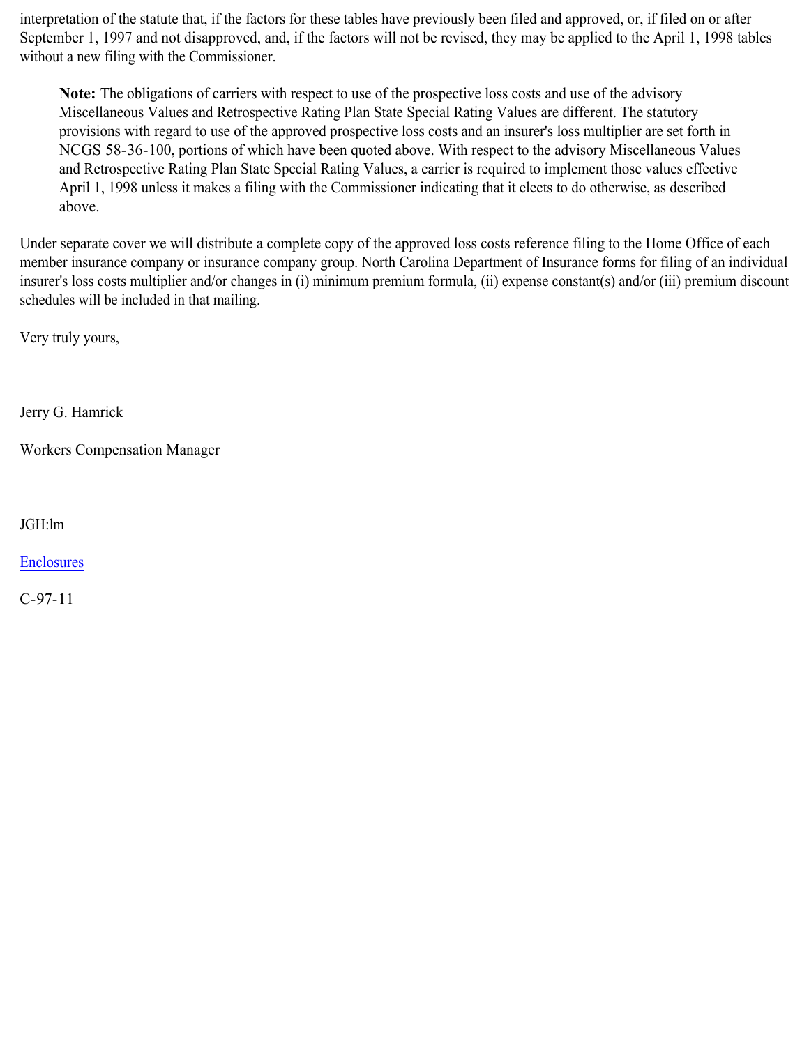interpretation of the statute that, if the factors for these tables have previously been filed and approved, or, if filed on or after September 1, 1997 and not disapproved, and, if the factors will not be revised, they may be applied to the April 1, 1998 tables without a new filing with the Commissioner.

> **Note:** The obligations of carriers with respect to use of the prospective loss costs and use of the advisory Miscellaneous Values and Retrospective Rating Plan State Special Rating Values are different. The statutory provisions with regard to use of the approved prospective loss costs and an insurer's loss multiplier are set forth in NCGS 58-36-100, portions of which have been quoted above. With respect to the advisory Miscellaneous Values and Retrospective Rating Plan State Special Rating Values, a carrier is required to implement those values effective April 1, 1998 unless it makes a filing with the Commissioner indicating that it elects to do otherwise, as described above.

Under separate cover we will distribute a complete copy of the approved loss costs reference filing to the Home Office of each member insurance company or insurance company group. North Carolina Department of Insurance forms for filing of an individual insurer's loss costs multiplier and/or changes in (i) minimum premium formula, (ii) expense constant(s) and/or (iii) premium discount schedules will be included in that mailing.

Very truly yours,

Jerry G. Hamrick

Workers Compensation Manager

JGH:lm

Enclosures

C-97-11